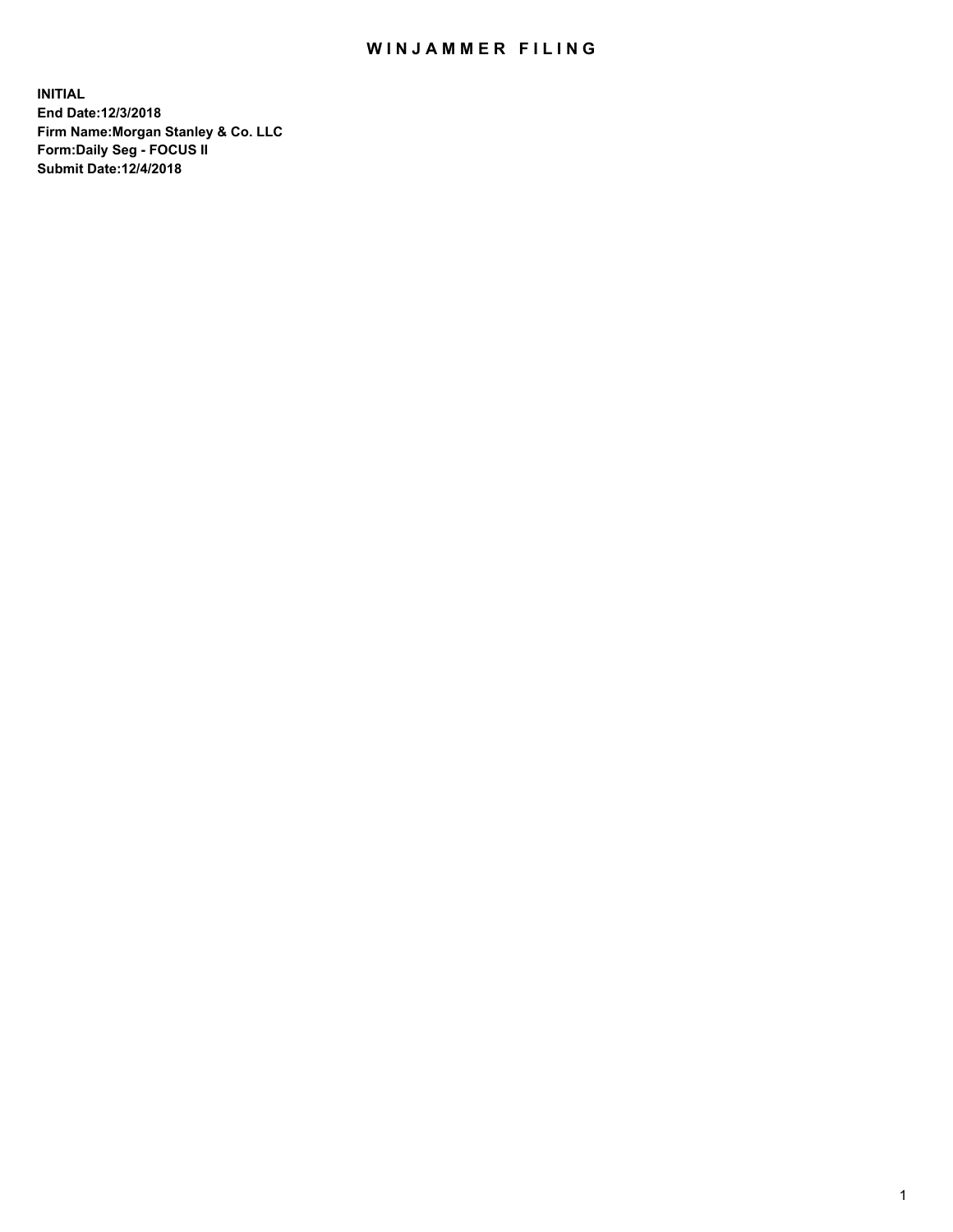# WINJAMMER FILING

**INITIAL**
**End Date:12/3/2018**
**Firm Name:Morgan Stanley & Co. LLC**
**Form:Daily Seg - FOCUS II**
**Submit Date:12/4/2018**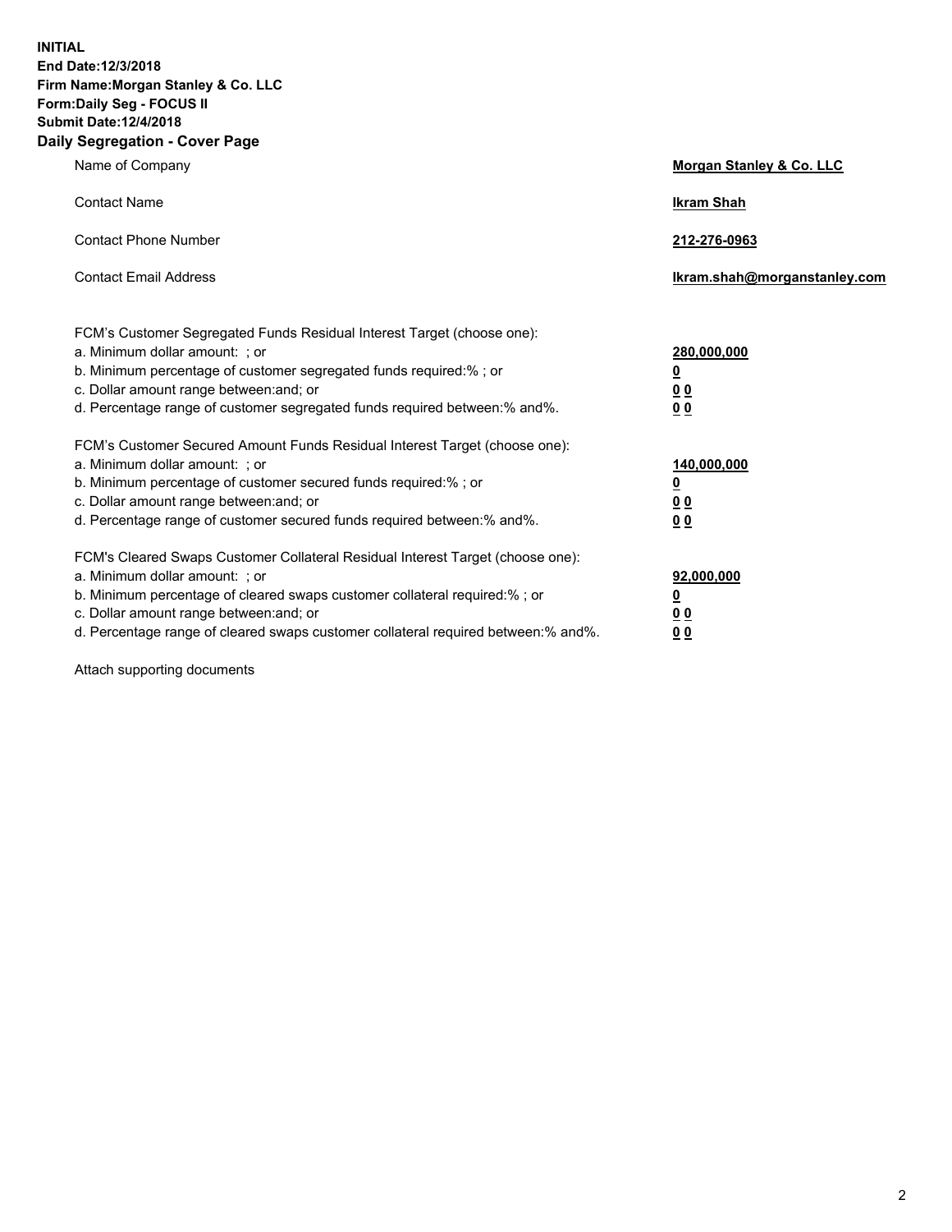**INITIAL**
**End Date:12/3/2018**
**Firm Name:Morgan Stanley & Co. LLC**
**Form:Daily Seg - FOCUS II**
**Submit Date:12/4/2018**

## Daily Segregation - Cover Page

| | |
|---|---|
| Name of Company | **Morgan Stanley & Co. LLC** |
| Contact Name | **Ikram Shah** |
| Contact Phone Number | **212-276-0963** |
| Contact Email Address | **Ikram.shah@morganstanley.com** |

| | |
|---|---|
| FCM's Customer Segregated Funds Residual Interest Target (choose one): | |
| a. Minimum dollar amount: ; or | **280,000,000** |
| b. Minimum percentage of customer segregated funds required:% ; or | **0** |
| c. Dollar amount range between:and; or | **0 0** |
| d. Percentage range of customer segregated funds required between:% and%. | **0 0** |
| FCM's Customer Secured Amount Funds Residual Interest Target (choose one): | |
| a. Minimum dollar amount: ; or | **140,000,000** |
| b. Minimum percentage of customer secured funds required:% ; or | **0** |
| c. Dollar amount range between:and; or | **0 0** |
| d. Percentage range of customer secured funds required between:% and%. | **0 0** |
| FCM's Cleared Swaps Customer Collateral Residual Interest Target (choose one): | |
| a. Minimum dollar amount: ; or | **92,000,000** |
| b. Minimum percentage of cleared swaps customer collateral required:% ; or | **0** |
| c. Dollar amount range between:and; or | **0 0** |
| d. Percentage range of cleared swaps customer collateral required between:% and%. | **0 0** |

Attach supporting documents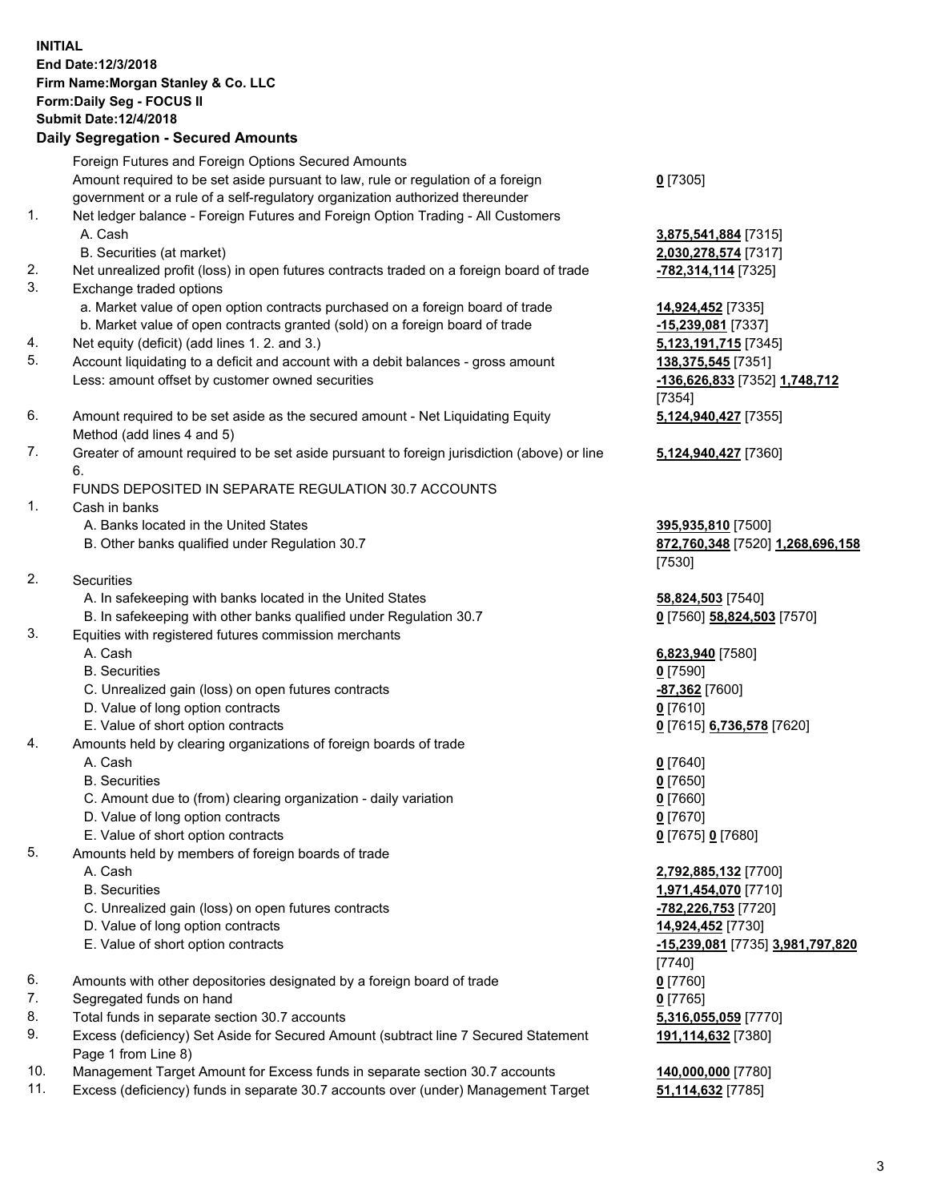**INITIAL**
**End Date:12/3/2018**
**Firm Name:Morgan Stanley & Co. LLC**
**Form:Daily Seg - FOCUS II**
**Submit Date:12/4/2018**

## Daily Segregation - Secured Amounts

| | | |
|---|---|---|
| | Foreign Futures and Foreign Options Secured Amounts | |
| | Amount required to be set aside pursuant to law, rule or regulation of a foreign government or a rule of a self-regulatory organization authorized thereunder | **0** [7305] |
| 1. | Net ledger balance - Foreign Futures and Foreign Option Trading - All Customers | |
| | A. Cash | **3,875,541,884** [7315] |
| | B. Securities (at market) | **2,030,278,574** [7317] |
| 2. | Net unrealized profit (loss) in open futures contracts traded on a foreign board of trade | **-782,314,114** [7325] |
| 3. | Exchange traded options | |
| | a. Market value of open option contracts purchased on a foreign board of trade | **14,924,452** [7335] |
| | b. Market value of open contracts granted (sold) on a foreign board of trade | **-15,239,081** [7337] |
| 4. | Net equity (deficit) (add lines 1. 2. and 3.) | **5,123,191,715** [7345] |
| 5. | Account liquidating to a deficit and account with a debit balances - gross amount | **138,375,545** [7351] |
| | Less: amount offset by customer owned securities | **-136,626,833** [7352] **1,748,712** [7354] |
| 6. | Amount required to be set aside as the secured amount - Net Liquidating Equity Method (add lines 4 and 5) | **5,124,940,427** [7355] |
| 7. | Greater of amount required to be set aside pursuant to foreign jurisdiction (above) or line 6. | **5,124,940,427** [7360] |
| | FUNDS DEPOSITED IN SEPARATE REGULATION 30.7 ACCOUNTS | |
| 1. | Cash in banks | |
| | A. Banks located in the United States | **395,935,810** [7500] |
| | B. Other banks qualified under Regulation 30.7 | **872,760,348** [7520] **1,268,696,158** [7530] |
| 2. | Securities | |
| | A. In safekeeping with banks located in the United States | **58,824,503** [7540] |
| | B. In safekeeping with other banks qualified under Regulation 30.7 | **0** [7560] **58,824,503** [7570] |
| 3. | Equities with registered futures commission merchants | |
| | A. Cash | **6,823,940** [7580] |
| | B. Securities | **0** [7590] |
| | C. Unrealized gain (loss) on open futures contracts | **-87,362** [7600] |
| | D. Value of long option contracts | **0** [7610] |
| | E. Value of short option contracts | **0** [7615] **6,736,578** [7620] |
| 4. | Amounts held by clearing organizations of foreign boards of trade | |
| | A. Cash | **0** [7640] |
| | B. Securities | **0** [7650] |
| | C. Amount due to (from) clearing organization - daily variation | **0** [7660] |
| | D. Value of long option contracts | **0** [7670] |
| | E. Value of short option contracts | **0** [7675] **0** [7680] |
| 5. | Amounts held by members of foreign boards of trade | |
| | A. Cash | **2,792,885,132** [7700] |
| | B. Securities | **1,971,454,070** [7710] |
| | C. Unrealized gain (loss) on open futures contracts | **-782,226,753** [7720] |
| | D. Value of long option contracts | **14,924,452** [7730] |
| | E. Value of short option contracts | **-15,239,081** [7735] **3,981,797,820** [7740] |
| 6. | Amounts with other depositories designated by a foreign board of trade | **0** [7760] |
| 7. | Segregated funds on hand | **0** [7765] |
| 8. | Total funds in separate section 30.7 accounts | **5,316,055,059** [7770] |
| 9. | Excess (deficiency) Set Aside for Secured Amount (subtract line 7 Secured Statement Page 1 from Line 8) | **191,114,632** [7380] |
| 10. | Management Target Amount for Excess funds in separate section 30.7 accounts | **140,000,000** [7780] |
| 11. | Excess (deficiency) funds in separate 30.7 accounts over (under) Management Target | **51,114,632** [7785] |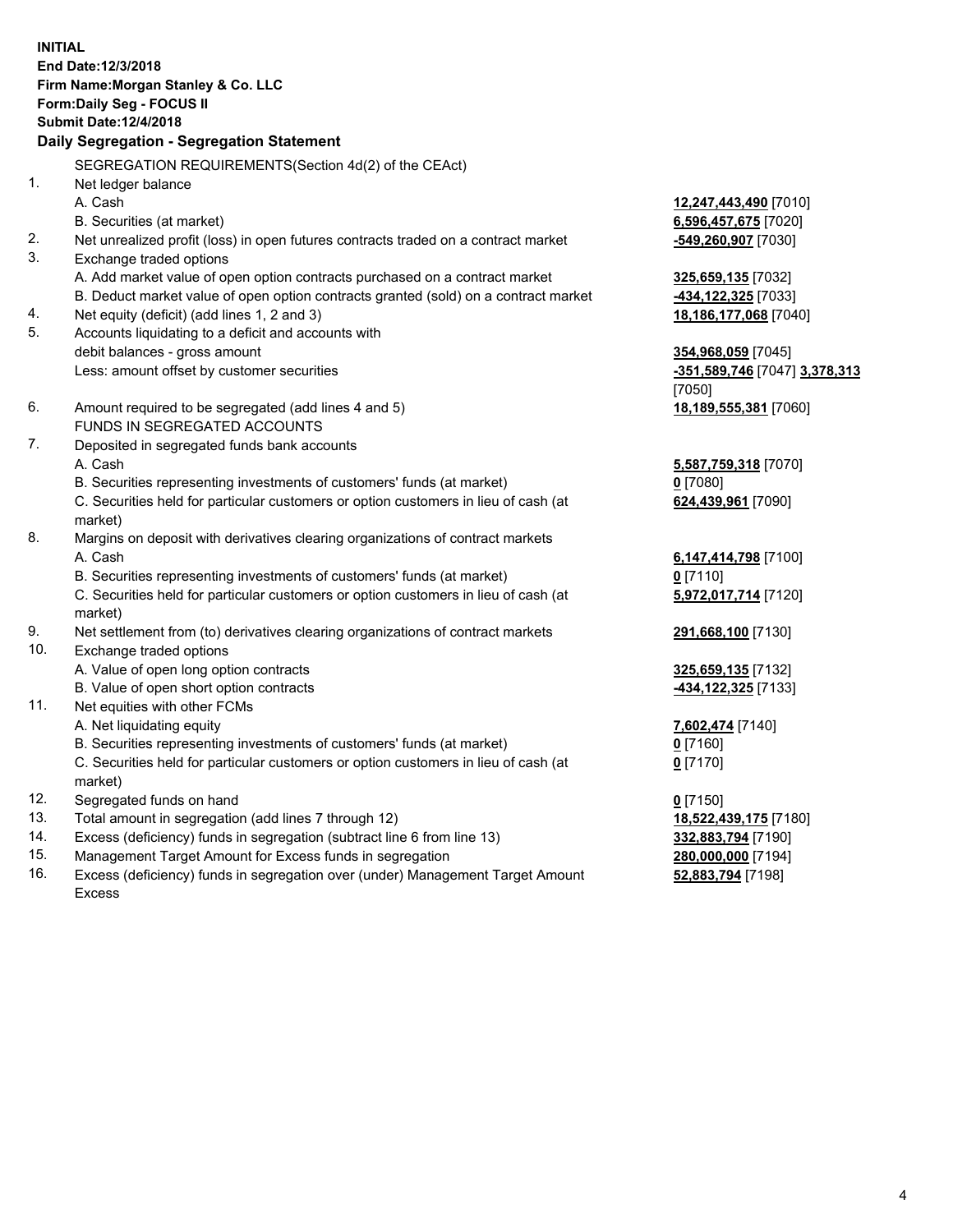**INITIAL**
**End Date:12/3/2018**
**Firm Name:Morgan Stanley & Co. LLC**
**Form:Daily Seg - FOCUS II**
**Submit Date:12/4/2018**

**Daily Segregation - Segregation Statement**

SEGREGATION REQUIREMENTS(Section 4d(2) of the CEAct)

| | | |
|---|---|---|
| 1. | Net ledger balance | |
| | A. Cash | **12,247,443,490** [7010] |
| | B. Securities (at market) | **6,596,457,675** [7020] |
| 2. | Net unrealized profit (loss) in open futures contracts traded on a contract market | **-549,260,907** [7030] |
| 3. | Exchange traded options | |
| | A. Add market value of open option contracts purchased on a contract market | **325,659,135** [7032] |
| | B. Deduct market value of open option contracts granted (sold) on a contract market | **-434,122,325** [7033] |
| 4. | Net equity (deficit) (add lines 1, 2 and 3) | **18,186,177,068** [7040] |
| 5. | Accounts liquidating to a deficit and accounts with debit balances - gross amount | **354,968,059** [7045] |
| | Less: amount offset by customer securities | **-351,589,746** [7047] **3,378,313** [7050] |
| 6. | Amount required to be segregated (add lines 4 and 5) | **18,189,555,381** [7060] |
| | FUNDS IN SEGREGATED ACCOUNTS | |
| 7. | Deposited in segregated funds bank accounts | |
| | A. Cash | **5,587,759,318** [7070] |
| | B. Securities representing investments of customers' funds (at market) | **0** [7080] |
| | C. Securities held for particular customers or option customers in lieu of cash (at market) | **624,439,961** [7090] |
| 8. | Margins on deposit with derivatives clearing organizations of contract markets | |
| | A. Cash | **6,147,414,798** [7100] |
| | B. Securities representing investments of customers' funds (at market) | **0** [7110] |
| | C. Securities held for particular customers or option customers in lieu of cash (at market) | **5,972,017,714** [7120] |
| 9. | Net settlement from (to) derivatives clearing organizations of contract markets | **291,668,100** [7130] |
| 10. | Exchange traded options | |
| | A. Value of open long option contracts | **325,659,135** [7132] |
| | B. Value of open short option contracts | **-434,122,325** [7133] |
| 11. | Net equities with other FCMs | |
| | A. Net liquidating equity | **7,602,474** [7140] |
| | B. Securities representing investments of customers' funds (at market) | **0** [7160] |
| | C. Securities held for particular customers or option customers in lieu of cash (at market) | **0** [7170] |
| 12. | Segregated funds on hand | **0** [7150] |
| 13. | Total amount in segregation (add lines 7 through 12) | **18,522,439,175** [7180] |
| 14. | Excess (deficiency) funds in segregation (subtract line 6 from line 13) | **332,883,794** [7190] |
| 15. | Management Target Amount for Excess funds in segregation | **280,000,000** [7194] |
| 16. | Excess (deficiency) funds in segregation over (under) Management Target Amount Excess | **52,883,794** [7198] |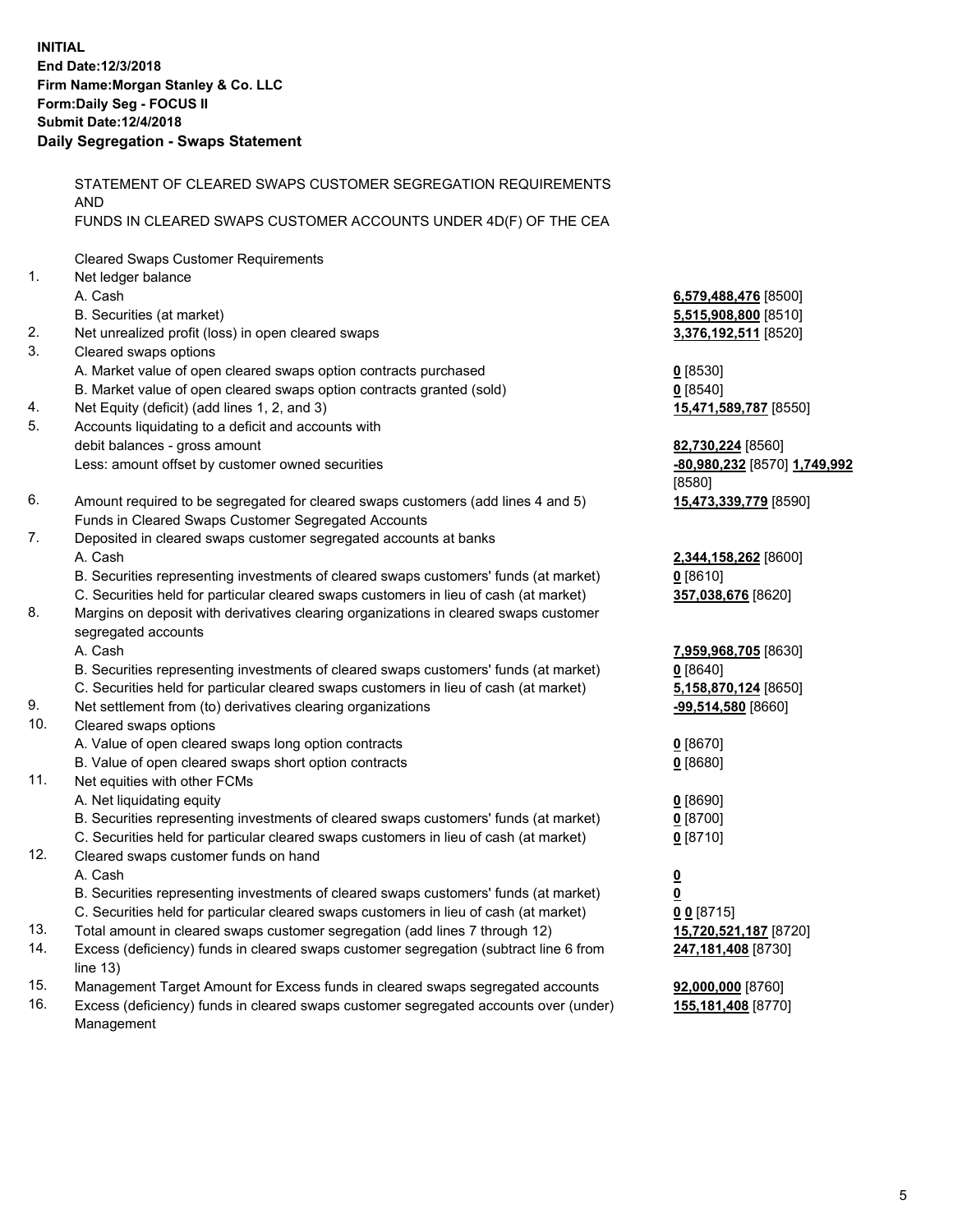**INITIAL**
**End Date:12/3/2018**
**Firm Name:Morgan Stanley & Co. LLC**
**Form:Daily Seg - FOCUS II**
**Submit Date:12/4/2018**
**Daily Segregation - Swaps Statement**

STATEMENT OF CLEARED SWAPS CUSTOMER SEGREGATION REQUIREMENTS AND FUNDS IN CLEARED SWAPS CUSTOMER ACCOUNTS UNDER 4D(F) OF THE CEA

| | | |
|---|---|---|
| | Cleared Swaps Customer Requirements | |
| 1. | Net ledger balance | |
| | A. Cash | **6,579,488,476** [8500] |
| | B. Securities (at market) | **5,515,908,800** [8510] |
| 2. | Net unrealized profit (loss) in open cleared swaps | **3,376,192,511** [8520] |
| 3. | Cleared swaps options | |
| | A. Market value of open cleared swaps option contracts purchased | **0** [8530] |
| | B. Market value of open cleared swaps option contracts granted (sold) | **0** [8540] |
| 4. | Net Equity (deficit) (add lines 1, 2, and 3) | **15,471,589,787** [8550] |
| 5. | Accounts liquidating to a deficit and accounts with debit balances - gross amount | **82,730,224** [8560] |
| | Less: amount offset by customer owned securities | **-80,980,232** [8570] **1,749,992** [8580] |
| 6. | Amount required to be segregated for cleared swaps customers (add lines 4 and 5) | **15,473,339,779** [8590] |
| | Funds in Cleared Swaps Customer Segregated Accounts | |
| 7. | Deposited in cleared swaps customer segregated accounts at banks | |
| | A. Cash | **2,344,158,262** [8600] |
| | B. Securities representing investments of cleared swaps customers' funds (at market) | **0** [8610] |
| | C. Securities held for particular cleared swaps customers in lieu of cash (at market) | **357,038,676** [8620] |
| 8. | Margins on deposit with derivatives clearing organizations in cleared swaps customer segregated accounts | |
| | A. Cash | **7,959,968,705** [8630] |
| | B. Securities representing investments of cleared swaps customers' funds (at market) | **0** [8640] |
| | C. Securities held for particular cleared swaps customers in lieu of cash (at market) | **5,158,870,124** [8650] |
| 9. | Net settlement from (to) derivatives clearing organizations | **-99,514,580** [8660] |
| 10. | Cleared swaps options | |
| | A. Value of open cleared swaps long option contracts | **0** [8670] |
| | B. Value of open cleared swaps short option contracts | **0** [8680] |
| 11. | Net equities with other FCMs | |
| | A. Net liquidating equity | **0** [8690] |
| | B. Securities representing investments of cleared swaps customers' funds (at market) | **0** [8700] |
| | C. Securities held for particular cleared swaps customers in lieu of cash (at market) | **0** [8710] |
| 12. | Cleared swaps customer funds on hand | |
| | A. Cash | **0** |
| | B. Securities representing investments of cleared swaps customers' funds (at market) | **0** |
| | C. Securities held for particular cleared swaps customers in lieu of cash (at market) | **0** **0** [8715] |
| 13. | Total amount in cleared swaps customer segregation (add lines 7 through 12) | **15,720,521,187** [8720] |
| 14. | Excess (deficiency) funds in cleared swaps customer segregation (subtract line 6 from line 13) | **247,181,408** [8730] |
| 15. | Management Target Amount for Excess funds in cleared swaps segregated accounts | **92,000,000** [8760] |
| 16. | Excess (deficiency) funds in cleared swaps customer segregated accounts over (under) Management | **155,181,408** [8770] |